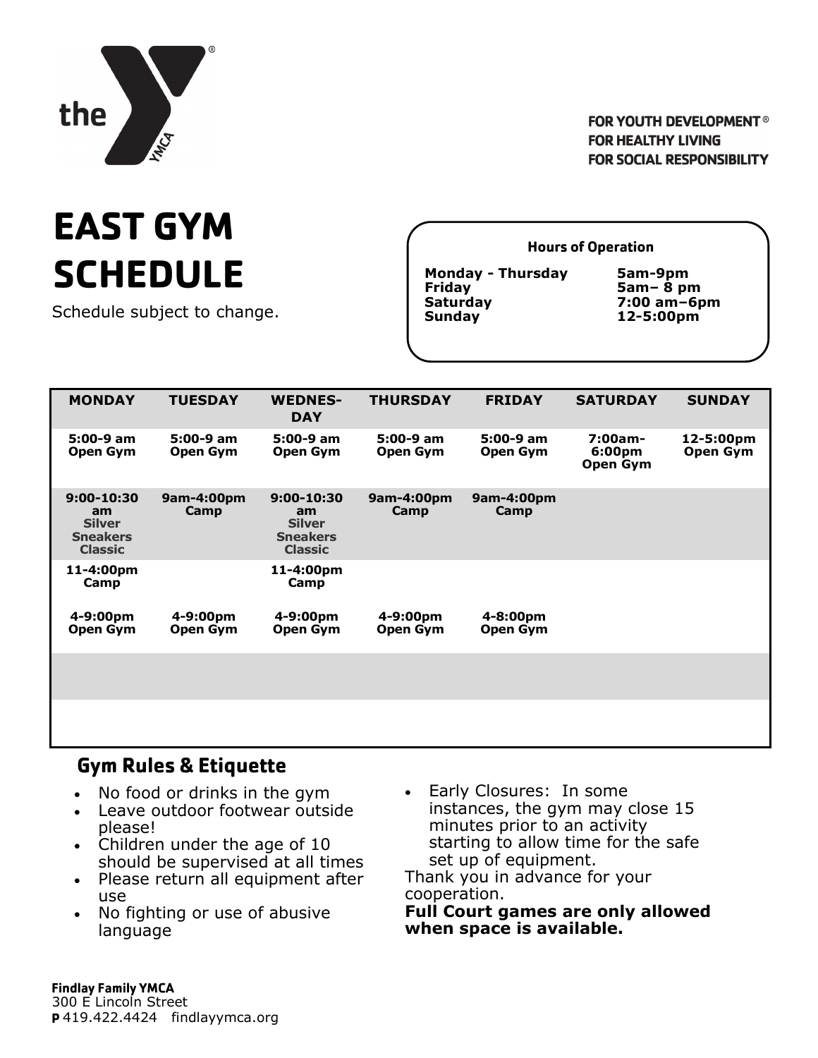FOR YOUTH DEVELOPMENT®
FOR HEALTHY LIVING
FOR SOCIAL RESPONSIBILITY

# EAST GYM SCHEDULE

Schedule subject to change.

**Hours of Operation**

| | |
|---|---|
| **Monday - Thursday** | **5am-9pm** |
| **Friday** | **5am– 8 pm** |
| **Saturday** | **7:00 am–6pm** |
| **Sunday** | **12-5:00pm** |

| MONDAY | TUESDAY | WEDNES-DAY | THURSDAY | FRIDAY | SATURDAY | SUNDAY |
|---|---|---|---|---|---|---|
| **5:00-9 am Open Gym** | **5:00-9 am Open Gym** | **5:00-9 am Open Gym** | **5:00-9 am Open Gym** | **5:00-9 am Open Gym** | **7:00am-6:00pm Open Gym** | **12-5:00pm Open Gym** |
| **9:00-10:30 am Silver Sneakers Classic** | **9am-4:00pm Camp** | **9:00-10:30 am Silver Sneakers Classic** | **9am-4:00pm Camp** | **9am-4:00pm Camp** | | |
| **11-4:00pm Camp** | | **11-4:00pm Camp** | | | | |
| **4-9:00pm Open Gym** | **4-9:00pm Open Gym** | **4-9:00pm Open Gym** | **4-9:00pm Open Gym** | **4-8:00pm Open Gym** | | |

## Gym Rules & Etiquette

- No food or drinks in the gym
- Leave outdoor footwear outside please!
- Children under the age of 10 should be supervised at all times
- Please return all equipment after use
- No fighting or use of abusive language
- Early Closures: In some instances, the gym may close 15 minutes prior to an activity starting to allow time for the safe set up of equipment.

Thank you in advance for your cooperation.

**Full Court games are only allowed when space is available.**

**Findlay Family YMCA**
300 E Lincoln Street
**P** 419.422.4424 findlayymca.org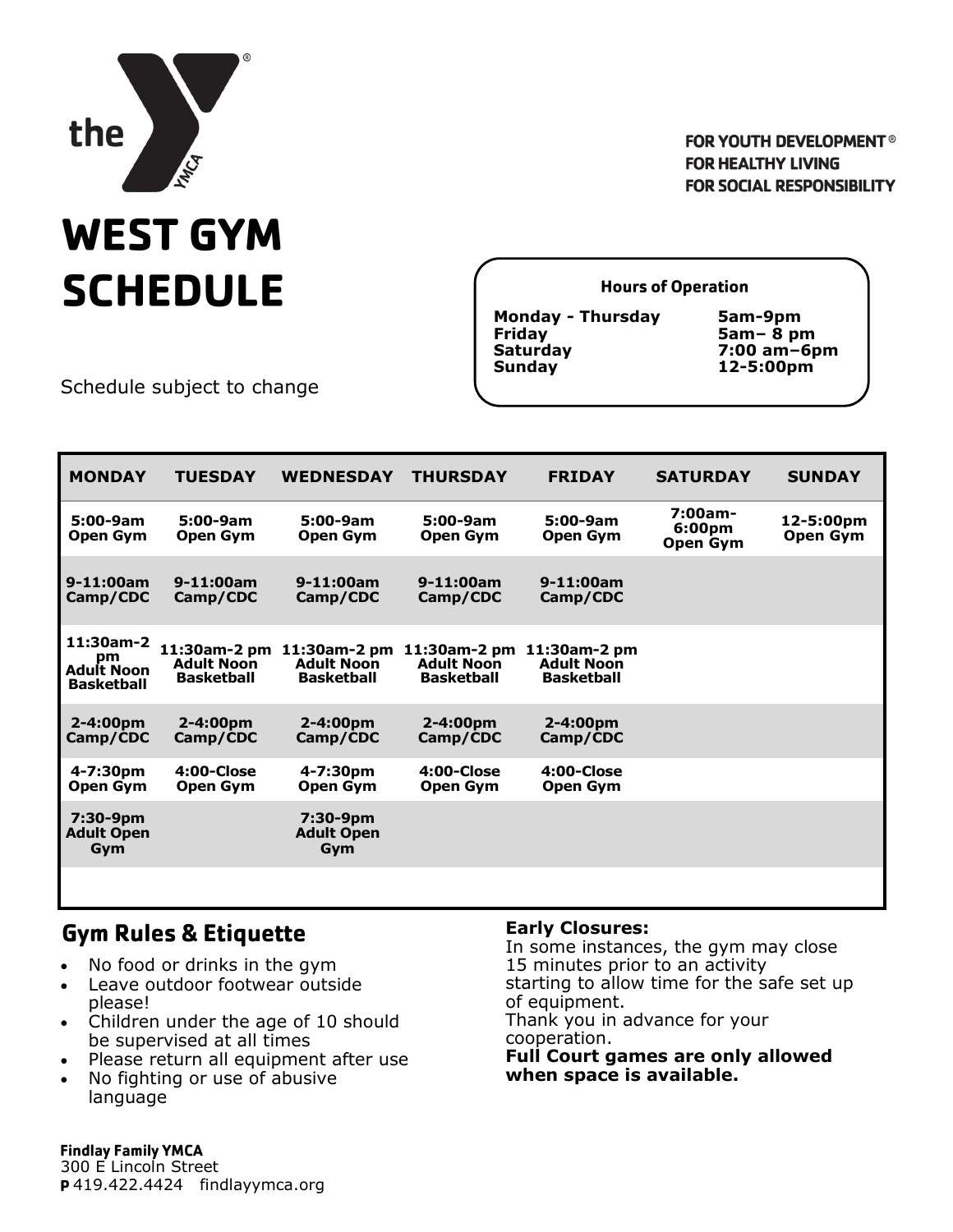# WEST GYM SCHEDULE

FOR YOUTH DEVELOPMENT®
FOR HEALTHY LIVING
FOR SOCIAL RESPONSIBILITY

**Hours of Operation**

| | |
|---|---|
| **Monday - Thursday** | **5am-9pm** |
| **Friday** | **5am– 8 pm** |
| **Saturday** | **7:00 am–6pm** |
| **Sunday** | **12-5:00pm** |

Schedule subject to change

| MONDAY | TUESDAY | WEDNESDAY | THURSDAY | FRIDAY | SATURDAY | SUNDAY |
|---|---|---|---|---|---|---|
| **5:00-9am Open Gym** | **5:00-9am Open Gym** | **5:00-9am Open Gym** | **5:00-9am Open Gym** | **5:00-9am Open Gym** | **7:00am-6:00pm Open Gym** | **12-5:00pm Open Gym** |
| **9-11:00am Camp/CDC** | **9-11:00am Camp/CDC** | **9-11:00am Camp/CDC** | **9-11:00am Camp/CDC** | **9-11:00am Camp/CDC** | | |
| **11:30am-2 pm Adult Noon Basketball** | **11:30am-2 pm Adult Noon Basketball** | **11:30am-2 pm Adult Noon Basketball** | **11:30am-2 pm Adult Noon Basketball** | **11:30am-2 pm Adult Noon Basketball** | | |
| **2-4:00pm Camp/CDC** | **2-4:00pm Camp/CDC** | **2-4:00pm Camp/CDC** | **2-4:00pm Camp/CDC** | **2-4:00pm Camp/CDC** | | |
| **4-7:30pm Open Gym** | **4:00-Close Open Gym** | **4-7:30pm Open Gym** | **4:00-Close Open Gym** | **4:00-Close Open Gym** | | |
| **7:30-9pm Adult Open Gym** | | **7:30-9pm Adult Open Gym** | | | | |

## Gym Rules & Etiquette

- No food or drinks in the gym
- Leave outdoor footwear outside please!
- Children under the age of 10 should be supervised at all times
- Please return all equipment after use
- No fighting or use of abusive language

**Early Closures:**
In some instances, the gym may close 15 minutes prior to an activity starting to allow time for the safe set up of equipment.
Thank you in advance for your cooperation.
**Full Court games are only allowed when space is available.**

**Findlay Family YMCA**
300 E Lincoln Street
**P** 419.422.4424 findlayymca.org